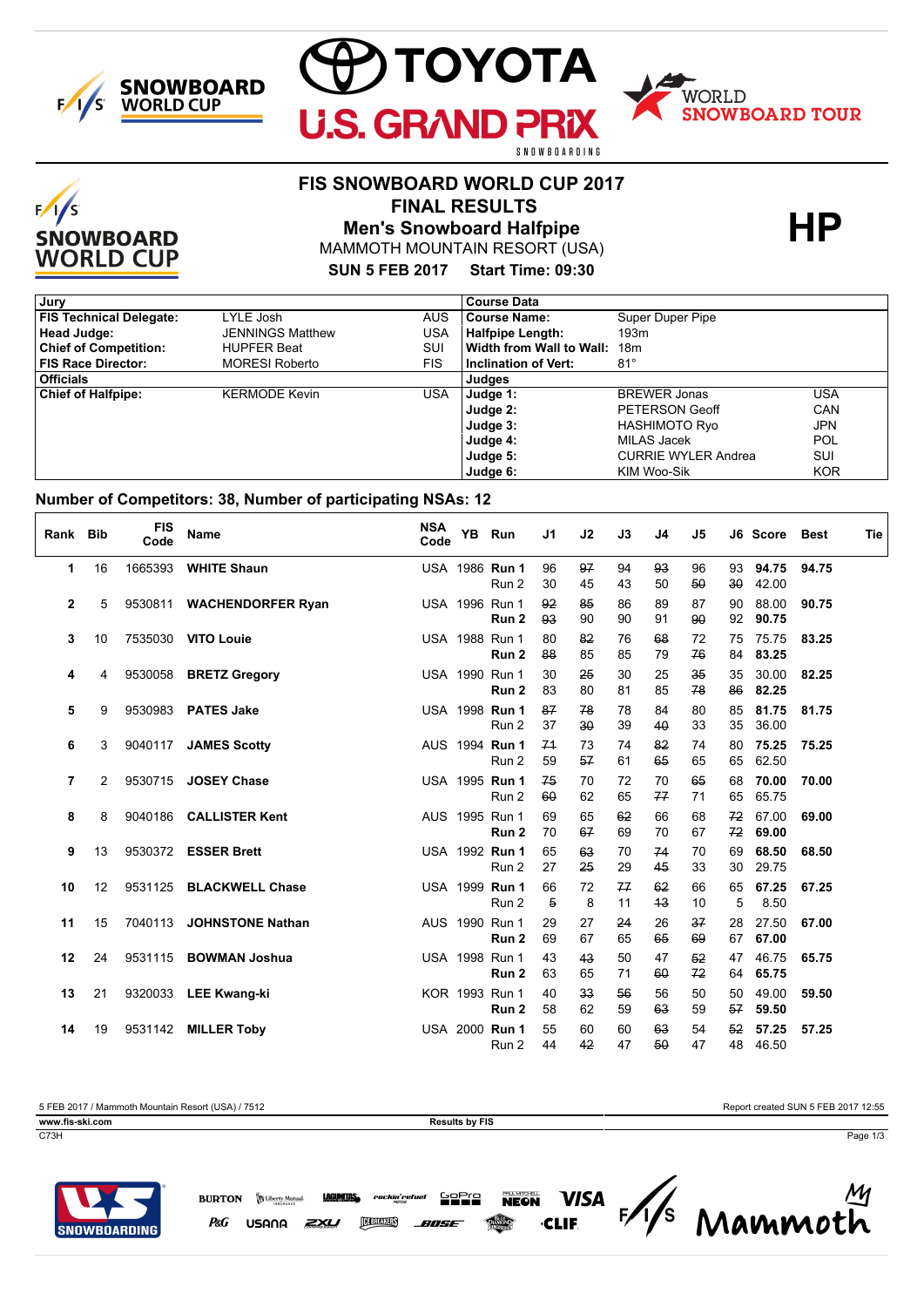# FIS SNOWBOARD WORLD CUP 2017

## FINAL RESULTS

## Men's Snowboard Halfpipe

MAMMOTH MOUNTAIN RESORT (USA)

**SUN 5 FEB 2017    Start Time: 09:30**

**HP**

| Jury | | | Course Data | | |
|---|---|---|---|---|---|
| **FIS Technical Delegate:** | LYLE Josh | AUS | **Course Name:** | Super Duper Pipe | |
| **Head Judge:** | JENNINGS Matthew | USA | **Halfpipe Length:** | 193m | |
| **Chief of Competition:** | HUPFER Beat | SUI | **Width from Wall to Wall:** | 18m | |
| **FIS Race Director:** | MORESI Roberto | FIS | **Inclination of Vert:** | 81° | |
| **Officials** | | | **Judges** | | |
| **Chief of Halfpipe:** | KERMODE Kevin | USA | **Judge 1:** | BREWER Jonas | USA |
| | | | **Judge 2:** | PETERSON Geoff | CAN |
| | | | **Judge 3:** | HASHIMOTO Ryo | JPN |
| | | | **Judge 4:** | MILAS Jacek | POL |
| | | | **Judge 5:** | CURRIE WYLER Andrea | SUI |
| | | | **Judge 6:** | KIM Woo-Sik | KOR |

**Number of Competitors: 38, Number of participating NSAs: 12**

| Rank | Bib | FIS Code | Name | NSA Code | YB | Run | J1 | J2 | J3 | J4 | J5 | J6 | Score | Best | Tie |
|---|---|---|---|---|---|---|---|---|---|---|---|---|---|---|---|
| 1 | 16 | 1665393 | **WHITE Shaun** | USA | 1986 | **Run 1** | 96 | ~~97~~ | 94 | ~~93~~ | 96 | 93 | **94.75** | **94.75** | |
| | | | | | | Run 2 | 30 | 45 | 43 | 50 | ~~50~~ | ~~30~~ | 42.00 | | |
| 2 | 5 | 9530811 | **WACHENDORFER Ryan** | USA | 1996 | Run 1 | ~~92~~ | ~~85~~ | 86 | 89 | 87 | 90 | 88.00 | **90.75** | |
| | | | | | | **Run 2** | ~~93~~ | 90 | 90 | 91 | ~~90~~ | 92 | **90.75** | | |
| 3 | 10 | 7535030 | **VITO Louie** | USA | 1988 | Run 1 | 80 | ~~82~~ | 76 | ~~68~~ | 72 | 75 | 75.75 | **83.25** | |
| | | | | | | **Run 2** | ~~88~~ | 85 | 85 | 79 | ~~76~~ | 84 | **83.25** | | |
| 4 | 4 | 9530058 | **BRETZ Gregory** | USA | 1990 | Run 1 | 30 | ~~25~~ | 30 | 25 | ~~35~~ | 35 | 30.00 | **82.25** | |
| | | | | | | **Run 2** | 83 | 80 | 81 | 85 | ~~78~~ | ~~86~~ | **82.25** | | |
| 5 | 9 | 9530983 | **PATES Jake** | USA | 1998 | **Run 1** | ~~87~~ | ~~78~~ | 78 | 84 | 80 | 85 | **81.75** | **81.75** | |
| | | | | | | Run 2 | 37 | ~~30~~ | 39 | ~~40~~ | 33 | 35 | 36.00 | | |
| 6 | 3 | 9040117 | **JAMES Scotty** | AUS | 1994 | **Run 1** | ~~71~~ | 73 | 74 | ~~82~~ | 74 | 80 | **75.25** | **75.25** | |
| | | | | | | Run 2 | 59 | ~~57~~ | 61 | ~~65~~ | 65 | 65 | 62.50 | | |
| 7 | 2 | 9530715 | **JOSEY Chase** | USA | 1995 | **Run 1** | ~~75~~ | 70 | 72 | 70 | ~~65~~ | 68 | **70.00** | **70.00** | |
| | | | | | | Run 2 | ~~60~~ | 62 | 65 | ~~77~~ | 71 | 65 | 65.75 | | |
| 8 | 8 | 9040186 | **CALLISTER Kent** | AUS | 1995 | Run 1 | 69 | 65 | ~~62~~ | 66 | 68 | ~~72~~ | 67.00 | **69.00** | |
| | | | | | | **Run 2** | 70 | ~~67~~ | 69 | 70 | 67 | ~~72~~ | **69.00** | | |
| 9 | 13 | 9530372 | **ESSER Brett** | USA | 1992 | **Run 1** | 65 | ~~63~~ | 70 | ~~74~~ | 70 | 69 | **68.50** | **68.50** | |
| | | | | | | Run 2 | 27 | ~~25~~ | 29 | ~~45~~ | 33 | 30 | 29.75 | | |
| 10 | 12 | 9531125 | **BLACKWELL Chase** | USA | 1999 | **Run 1** | 66 | 72 | ~~77~~ | ~~62~~ | 66 | 65 | **67.25** | **67.25** | |
| | | | | | | Run 2 | 7 | ~~5~~ | 11 | ~~13~~ | 10 | 5 | 8.50 | | |
| 11 | 15 | 7040113 | **JOHNSTONE Nathan** | AUS | 1990 | Run 1 | 29 | 27 | ~~24~~ | 26 | ~~37~~ | 28 | 27.50 | **67.00** | |
| | | | | | | **Run 2** | 69 | 67 | 65 | ~~65~~ | ~~69~~ | 67 | **67.00** | | |
| 12 | 24 | 9531115 | **BOWMAN Joshua** | USA | 1998 | Run 1 | 43 | ~~43~~ | 50 | 47 | ~~52~~ | 47 | 46.75 | **65.75** | |
| | | | | | | **Run 2** | 63 | 65 | 71 | ~~60~~ | ~~72~~ | 64 | **65.75** | | |
| 13 | 21 | 9320033 | **LEE Kwang-ki** | KOR | 1993 | Run 1 | 40 | ~~33~~ | ~~56~~ | 56 | 50 | 50 | 49.00 | **59.50** | |
| | | | | | | **Run 2** | 58 | 62 | 59 | ~~63~~ | 59 | ~~57~~ | **59.50** | | |
| 14 | 19 | 9531142 | **MILLER Toby** | USA | 2000 | **Run 1** | 55 | 60 | 60 | ~~63~~ | 54 | ~~52~~ | **57.25** | **57.25** | |
| | | | | | | Run 2 | 44 | ~~42~~ | 47 | ~~50~~ | 47 | 48 | 46.50 | | |

5 FEB 2017 / Mammoth Mountain Resort (USA) / 7512    Report created SUN 5 FEB 2017 12:55

www.fis-ski.com    Results by FIS

C73H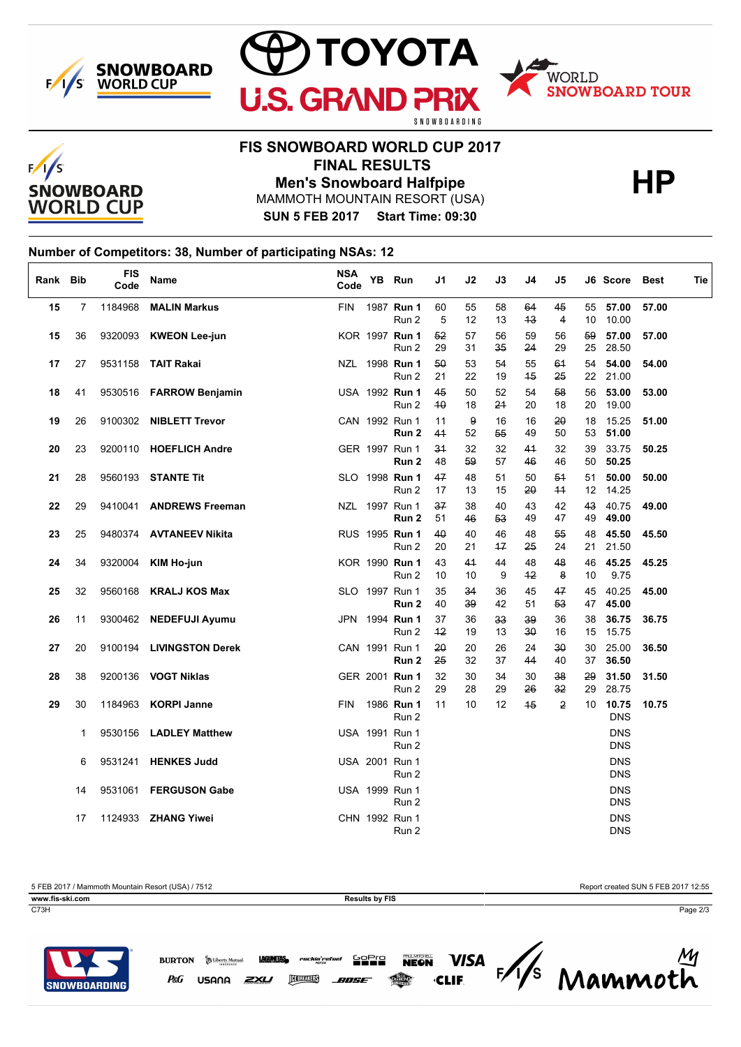# FIS SNOWBOARD WORLD CUP 2017

## FINAL RESULTS

## Men's Snowboard Halfpipe

**HP**

MAMMOTH MOUNTAIN RESORT (USA)

**SUN 5 FEB 2017 Start Time: 09:30**

### Number of Competitors: 38, Number of participating NSAs: 12

| Rank | Bib | FIS Code | Name | NSA Code | YB | Run | J1 | J2 | J3 | J4 | J5 | J6 | Score | Best | Tie |
|---|---|---|---|---|---|---|---|---|---|---|---|---|---|---|---|
| 15 | 7 | 1184968 | **MALIN Markus** | FIN | 1987 | **Run 1** | 60 | 55 | 58 | ~~64~~ | ~~45~~ | 55 | **57.00** | **57.00** | |
| | | | | | | Run 2 | 5 | 12 | 13 | ~~13~~ | ~~4~~ | 10 | 10.00 | | |
| 15 | 36 | 9320093 | **KWEON Lee-jun** | KOR | 1997 | **Run 1** | ~~52~~ | 57 | 56 | 59 | 56 | ~~59~~ | **57.00** | **57.00** | |
| | | | | | | Run 2 | 29 | 31 | ~~35~~ | ~~24~~ | 29 | 25 | 28.50 | | |
| 17 | 27 | 9531158 | **TAIT Rakai** | NZL | 1998 | **Run 1** | ~~50~~ | 53 | 54 | 55 | ~~61~~ | 54 | **54.00** | **54.00** | |
| | | | | | | Run 2 | 21 | 22 | 19 | ~~15~~ | ~~25~~ | 22 | 21.00 | | |
| 18 | 41 | 9530516 | **FARROW Benjamin** | USA | 1992 | **Run 1** | ~~45~~ | 50 | 52 | 54 | ~~58~~ | 56 | **53.00** | **53.00** | |
| | | | | | | Run 2 | ~~10~~ | 18 | ~~21~~ | 20 | 18 | 20 | 19.00 | | |
| 19 | 26 | 9100302 | **NIBLETT Trevor** | CAN | 1992 | Run 1 | 11 | ~~9~~ | 16 | 16 | ~~20~~ | 18 | 15.25 | **51.00** | |
| | | | | | | **Run 2** | ~~41~~ | 52 | ~~55~~ | 49 | 50 | 53 | **51.00** | | |
| 20 | 23 | 9200110 | **HOEFLICH Andre** | GER | 1997 | Run 1 | ~~31~~ | 32 | 32 | ~~41~~ | 32 | 39 | 33.75 | **50.25** | |
| | | | | | | **Run 2** | 48 | ~~59~~ | 57 | ~~46~~ | 46 | 50 | **50.25** | | |
| 21 | 28 | 9560193 | **STANTE Tit** | SLO | 1998 | **Run 1** | ~~47~~ | 48 | 51 | 50 | ~~54~~ | 51 | **50.00** | **50.00** | |
| | | | | | | Run 2 | 17 | 13 | 15 | ~~20~~ | ~~11~~ | 12 | 14.25 | | |
| 22 | 29 | 9410041 | **ANDREWS Freeman** | NZL | 1997 | Run 1 | ~~37~~ | 38 | 40 | 43 | 42 | ~~43~~ | 40.75 | **49.00** | |
| | | | | | | **Run 2** | 51 | ~~46~~ | ~~53~~ | 49 | 47 | 49 | **49.00** | | |
| 23 | 25 | 9480374 | **AVTANEEV Nikita** | RUS | 1995 | **Run 1** | ~~40~~ | 40 | 46 | 48 | ~~55~~ | 48 | **45.50** | **45.50** | |
| | | | | | | Run 2 | 20 | 21 | ~~17~~ | ~~25~~ | 24 | 21 | 21.50 | | |
| 24 | 34 | 9320004 | **KIM Ho-jun** | KOR | 1990 | **Run 1** | 43 | ~~41~~ | 44 | 48 | ~~48~~ | 46 | **45.25** | **45.25** | |
| | | | | | | Run 2 | 10 | 10 | 9 | ~~12~~ | ~~8~~ | 10 | 9.75 | | |
| 25 | 32 | 9560168 | **KRALJ KOS Max** | SLO | 1997 | Run 1 | 35 | ~~34~~ | 36 | 45 | ~~47~~ | 45 | 40.25 | **45.00** | |
| | | | | | | **Run 2** | 40 | ~~39~~ | 42 | 51 | ~~53~~ | 47 | **45.00** | | |
| 26 | 11 | 9300462 | **NEDEFUJI Ayumu** | JPN | 1994 | **Run 1** | 37 | 36 | ~~33~~ | ~~39~~ | 36 | 38 | **36.75** | **36.75** | |
| | | | | | | Run 2 | ~~12~~ | 19 | 13 | ~~30~~ | 16 | 15 | 15.75 | | |
| 27 | 20 | 9100194 | **LIVINGSTON Derek** | CAN | 1991 | Run 1 | ~~20~~ | 20 | 26 | 24 | ~~30~~ | 30 | 25.00 | **36.50** | |
| | | | | | | **Run 2** | ~~25~~ | 32 | 37 | ~~44~~ | 40 | 37 | **36.50** | | |
| 28 | 38 | 9200136 | **VOGT Niklas** | GER | 2001 | **Run 1** | 32 | 30 | 34 | 30 | ~~38~~ | ~~29~~ | **31.50** | **31.50** | |
| | | | | | | Run 2 | 29 | 28 | 29 | ~~26~~ | ~~32~~ | 29 | 28.75 | | |
| 29 | 30 | 1184963 | **KORPI Janne** | FIN | 1986 | **Run 1** | 11 | 10 | 12 | ~~15~~ | ~~2~~ | 10 | **10.75** | **10.75** | |
| | | | | | | Run 2 | | | | | | | DNS | | |
| | 1 | 9530156 | **LADLEY Matthew** | USA | 1991 | Run 1 | | | | | | | DNS | | |
| | | | | | | Run 2 | | | | | | | DNS | | |
| | 6 | 9531241 | **HENKES Judd** | USA | 2001 | Run 1 | | | | | | | DNS | | |
| | | | | | | Run 2 | | | | | | | DNS | | |
| | 14 | 9531061 | **FERGUSON Gabe** | USA | 1999 | Run 1 | | | | | | | DNS | | |
| | | | | | | Run 2 | | | | | | | DNS | | |
| | 17 | 1124933 | **ZHANG Yiwei** | CHN | 1992 | Run 1 | | | | | | | DNS | | |
| | | | | | | Run 2 | | | | | | | DNS | | |

5 FEB 2017 / Mammoth Mountain Resort (USA) / 7512 — Report created SUN 5 FEB 2017 12:55

www.fis-ski.com — Results by FIS

C73H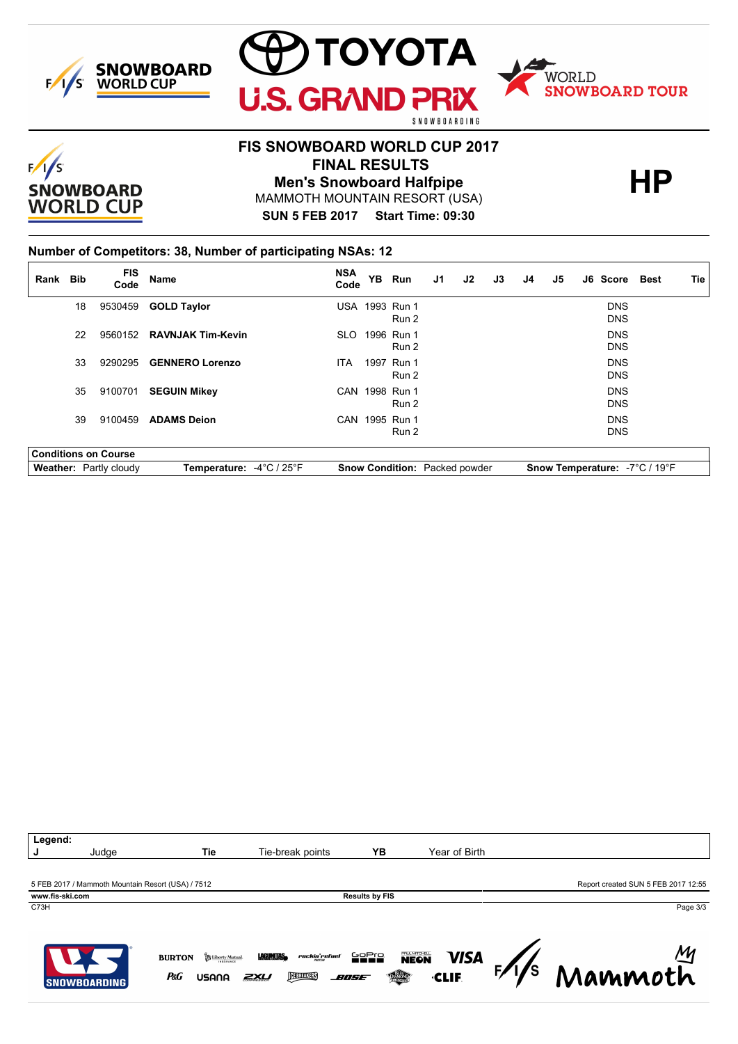# FIS SNOWBOARD WORLD CUP 2017

## FINAL RESULTS

## Men's Snowboard Halfpipe

MAMMOTH MOUNTAIN RESORT (USA)

**SUN 5 FEB 2017 Start Time: 09:30**

**HP**

### Number of Competitors: 38, Number of participating NSAs: 12

| Rank | Bib | FIS Code | Name | NSA Code | YB | Run | J1 | J2 | J3 | J4 | J5 | J6 | Score | Best | Tie |
|---|---|---|---|---|---|---|---|---|---|---|---|---|---|---|---|
| | 18 | 9530459 | **GOLD Taylor** | USA | 1993 | Run 1 | | | | | | | DNS | | |
| | | | | | | Run 2 | | | | | | | DNS | | |
| | 22 | 9560152 | **RAVNJAK Tim-Kevin** | SLO | 1996 | Run 1 | | | | | | | DNS | | |
| | | | | | | Run 2 | | | | | | | DNS | | |
| | 33 | 9290295 | **GENNERO Lorenzo** | ITA | 1997 | Run 1 | | | | | | | DNS | | |
| | | | | | | Run 2 | | | | | | | DNS | | |
| | 35 | 9100701 | **SEGUIN Mikey** | CAN | 1998 | Run 1 | | | | | | | DNS | | |
| | | | | | | Run 2 | | | | | | | DNS | | |
| | 39 | 9100459 | **ADAMS Deion** | CAN | 1995 | Run 1 | | | | | | | DNS | | |
| | | | | | | Run 2 | | | | | | | DNS | | |

**Conditions on Course**

**Weather:** Partly cloudy | **Temperature:** -4°C / 25°F | **Snow Condition:** Packed powder | **Snow Temperature:** -7°C / 19°F

**Legend:**

| | | | | | |
|---|---|---|---|---|---|
| **J** | Judge | **Tie** | Tie-break points | **YB** | Year of Birth |

5 FEB 2017 / Mammoth Mountain Resort (USA) / 7512

Report created SUN 5 FEB 2017 12:55

www.fis-ski.com

Results by FIS

C73H